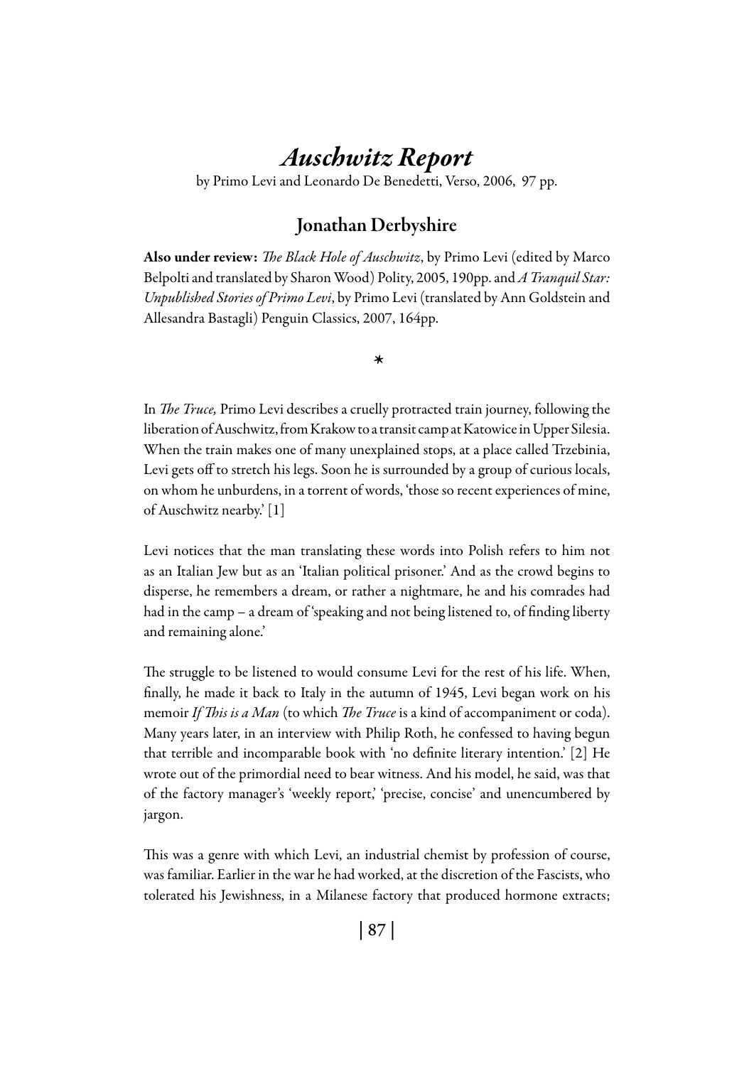# *Auschwitz Report*

by Primo Levi and Leonardo De Benedetti, Verso, 2006, 97 pp.

## Jonathan Derbyshire

**Also under review:** *The Black Hole of Auschwitz*, by Primo Levi (edited by Marco Belpolti and translated by Sharon Wood) Polity, 2005, 190pp. and *A Tranquil Star: Unpublished Stories of Primo Levi*, by Primo Levi (translated by Ann Goldstein and Allesandra Bastagli) Penguin Classics, 2007, 164pp.

*

In *The Truce,* Primo Levi describes a cruelly protracted train journey, following the liberation of Auschwitz, from Krakow to a transit camp at Katowice in Upper Silesia. When the train makes one of many unexplained stops, at a place called Trzebinia, Levi gets off to stretch his legs. Soon he is surrounded by a group of curious locals, on whom he unburdens, in a torrent of words, 'those so recent experiences of mine, of Auschwitz nearby.' [1]

Levi notices that the man translating these words into Polish refers to him not as an Italian Jew but as an 'Italian political prisoner.' And as the crowd begins to disperse, he remembers a dream, or rather a nightmare, he and his comrades had had in the camp – a dream of 'speaking and not being listened to, of finding liberty and remaining alone.'

The struggle to be listened to would consume Levi for the rest of his life. When, finally, he made it back to Italy in the autumn of 1945, Levi began work on his memoir *If This is a Man* (to which *The Truce* is a kind of accompaniment or coda). Many years later, in an interview with Philip Roth, he confessed to having begun that terrible and incomparable book with 'no definite literary intention.' [2] He wrote out of the primordial need to bear witness. And his model, he said, was that of the factory manager's 'weekly report,' 'precise, concise' and unencumbered by jargon.

This was a genre with which Levi, an industrial chemist by profession of course, was familiar. Earlier in the war he had worked, at the discretion of the Fascists, who tolerated his Jewishness, in a Milanese factory that produced hormone extracts;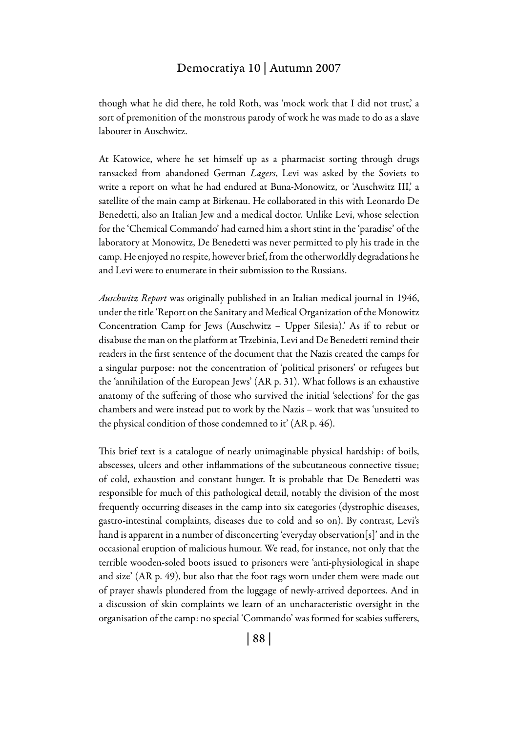though what he did there, he told Roth, was 'mock work that I did not trust,' a sort of premonition of the monstrous parody of work he was made to do as a slave labourer in Auschwitz.

At Katowice, where he set himself up as a pharmacist sorting through drugs ransacked from abandoned German *Lagers*, Levi was asked by the Soviets to write a report on what he had endured at Buna-Monowitz, or 'Auschwitz III,' a satellite of the main camp at Birkenau. He collaborated in this with Leonardo De Benedetti, also an Italian Jew and a medical doctor. Unlike Levi, whose selection for the 'Chemical Commando' had earned him a short stint in the 'paradise' of the laboratory at Monowitz, De Benedetti was never permitted to ply his trade in the camp. He enjoyed no respite, however brief, from the otherworldly degradations he and Levi were to enumerate in their submission to the Russians.

*Auschwitz Report* was originally published in an Italian medical journal in 1946, under the title 'Report on the Sanitary and Medical Organization of the Monowitz Concentration Camp for Jews (Auschwitz – Upper Silesia).' As if to rebut or disabuse the man on the platform at Trzebinia, Levi and De Benedetti remind their readers in the first sentence of the document that the Nazis created the camps for a singular purpose: not the concentration of 'political prisoners' or refugees but the 'annihilation of the European Jews' (AR p. 31). What follows is an exhaustive anatomy of the suffering of those who survived the initial 'selections' for the gas chambers and were instead put to work by the Nazis – work that was 'unsuited to the physical condition of those condemned to it' (AR p. 46).

This brief text is a catalogue of nearly unimaginable physical hardship: of boils, abscesses, ulcers and other inflammations of the subcutaneous connective tissue; of cold, exhaustion and constant hunger. It is probable that De Benedetti was responsible for much of this pathological detail, notably the division of the most frequently occurring diseases in the camp into six categories (dystrophic diseases, gastro-intestinal complaints, diseases due to cold and so on). By contrast, Levi's hand is apparent in a number of disconcerting 'everyday observation[s]' and in the occasional eruption of malicious humour. We read, for instance, not only that the terrible wooden-soled boots issued to prisoners were 'anti-physiological in shape and size' (AR p. 49), but also that the foot rags worn under them were made out of prayer shawls plundered from the luggage of newly-arrived deportees. And in a discussion of skin complaints we learn of an uncharacteristic oversight in the organisation of the camp: no special 'Commando' was formed for scabies sufferers,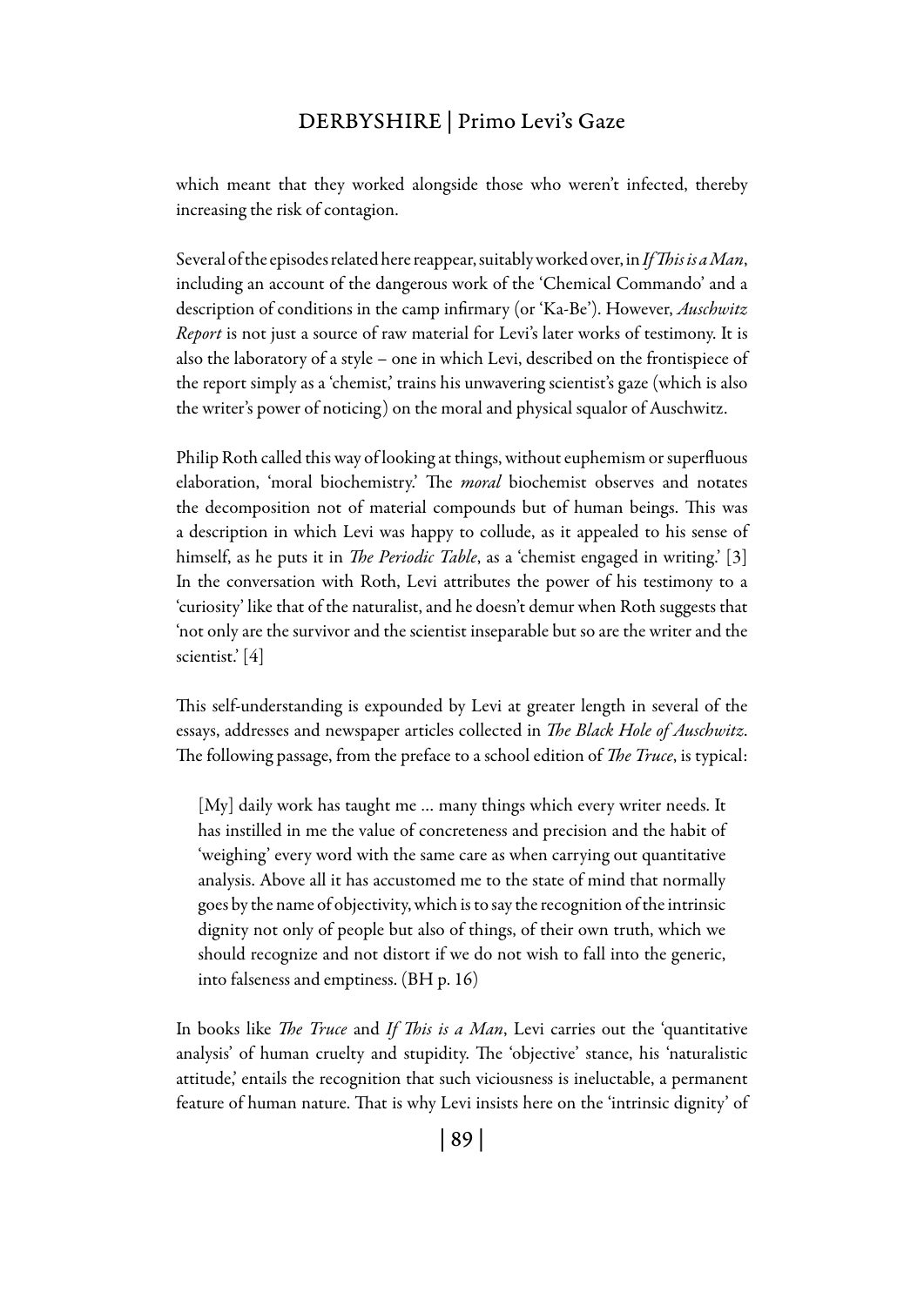which meant that they worked alongside those who weren't infected, thereby increasing the risk of contagion.

Several of the episodes related here reappear, suitably worked over, in *If This is a Man*, including an account of the dangerous work of the 'Chemical Commando' and a description of conditions in the camp infirmary (or 'Ka-Be'). However, *Auschwitz Report* is not just a source of raw material for Levi's later works of testimony. It is also the laboratory of a style – one in which Levi, described on the frontispiece of the report simply as a 'chemist,' trains his unwavering scientist's gaze (which is also the writer's power of noticing) on the moral and physical squalor of Auschwitz.

Philip Roth called this way of looking at things, without euphemism or superfluous elaboration, 'moral biochemistry.' The *moral* biochemist observes and notates the decomposition not of material compounds but of human beings. This was a description in which Levi was happy to collude, as it appealed to his sense of himself, as he puts it in *The Periodic Table*, as a 'chemist engaged in writing.' [3] In the conversation with Roth, Levi attributes the power of his testimony to a 'curiosity' like that of the naturalist, and he doesn't demur when Roth suggests that 'not only are the survivor and the scientist inseparable but so are the writer and the scientist.' [4]

This self-understanding is expounded by Levi at greater length in several of the essays, addresses and newspaper articles collected in *The Black Hole of Auschwitz*. The following passage, from the preface to a school edition of *The Truce*, is typical:

> [My] daily work has taught me ... many things which every writer needs. It has instilled in me the value of concreteness and precision and the habit of 'weighing' every word with the same care as when carrying out quantitative analysis. Above all it has accustomed me to the state of mind that normally goes by the name of objectivity, which is to say the recognition of the intrinsic dignity not only of people but also of things, of their own truth, which we should recognize and not distort if we do not wish to fall into the generic, into falseness and emptiness. (BH p. 16)

In books like *The Truce* and *If This is a Man*, Levi carries out the 'quantitative analysis' of human cruelty and stupidity. The 'objective' stance, his 'naturalistic attitude,' entails the recognition that such viciousness is ineluctable, a permanent feature of human nature. That is why Levi insists here on the 'intrinsic dignity' of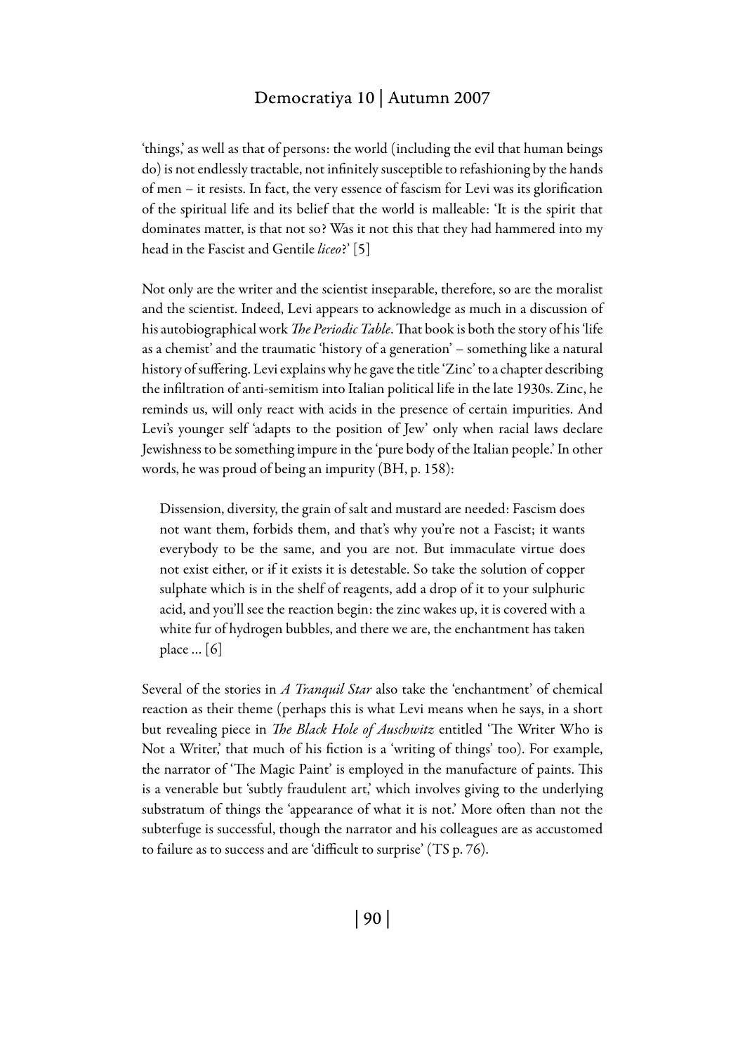'things,' as well as that of persons: the world (including the evil that human beings do) is not endlessly tractable, not infinitely susceptible to refashioning by the hands of men – it resists. In fact, the very essence of fascism for Levi was its glorification of the spiritual life and its belief that the world is malleable: 'It is the spirit that dominates matter, is that not so? Was it not this that they had hammered into my head in the Fascist and Gentile *liceo*?' [5]

Not only are the writer and the scientist inseparable, therefore, so are the moralist and the scientist. Indeed, Levi appears to acknowledge as much in a discussion of his autobiographical work *The Periodic Table*. That book is both the story of his 'life as a chemist' and the traumatic 'history of a generation' – something like a natural history of suffering. Levi explains why he gave the title 'Zinc' to a chapter describing the infiltration of anti-semitism into Italian political life in the late 1930s. Zinc, he reminds us, will only react with acids in the presence of certain impurities. And Levi's younger self 'adapts to the position of Jew' only when racial laws declare Jewishness to be something impure in the 'pure body of the Italian people.' In other words, he was proud of being an impurity (BH, p. 158):

> Dissension, diversity, the grain of salt and mustard are needed: Fascism does not want them, forbids them, and that's why you're not a Fascist; it wants everybody to be the same, and you are not. But immaculate virtue does not exist either, or if it exists it is detestable. So take the solution of copper sulphate which is in the shelf of reagents, add a drop of it to your sulphuric acid, and you'll see the reaction begin: the zinc wakes up, it is covered with a white fur of hydrogen bubbles, and there we are, the enchantment has taken place ... [6]

Several of the stories in *A Tranquil Star* also take the 'enchantment' of chemical reaction as their theme (perhaps this is what Levi means when he says, in a short but revealing piece in *The Black Hole of Auschwitz* entitled 'The Writer Who is Not a Writer,' that much of his fiction is a 'writing of things' too). For example, the narrator of 'The Magic Paint' is employed in the manufacture of paints. This is a venerable but 'subtly fraudulent art,' which involves giving to the underlying substratum of things the 'appearance of what it is not.' More often than not the subterfuge is successful, though the narrator and his colleagues are as accustomed to failure as to success and are 'difficult to surprise' (TS p. 76).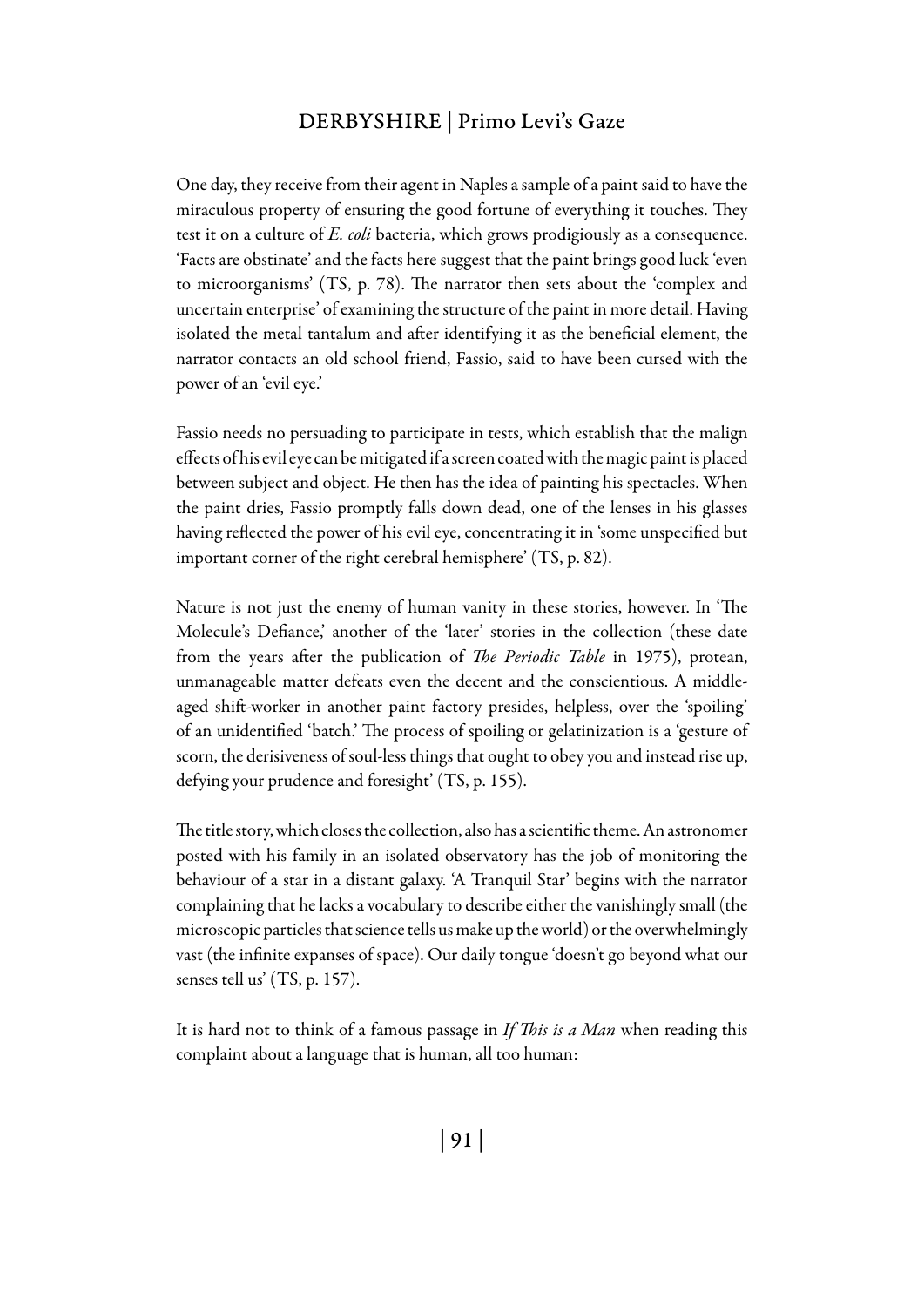One day, they receive from their agent in Naples a sample of a paint said to have the miraculous property of ensuring the good fortune of everything it touches. They test it on a culture of *E. coli* bacteria, which grows prodigiously as a consequence. 'Facts are obstinate' and the facts here suggest that the paint brings good luck 'even to microorganisms' (TS, p. 78). The narrator then sets about the 'complex and uncertain enterprise' of examining the structure of the paint in more detail. Having isolated the metal tantalum and after identifying it as the beneficial element, the narrator contacts an old school friend, Fassio, said to have been cursed with the power of an 'evil eye.'

Fassio needs no persuading to participate in tests, which establish that the malign effects of his evil eye can be mitigated if a screen coated with the magic paint is placed between subject and object. He then has the idea of painting his spectacles. When the paint dries, Fassio promptly falls down dead, one of the lenses in his glasses having reflected the power of his evil eye, concentrating it in 'some unspecified but important corner of the right cerebral hemisphere' (TS, p. 82).

Nature is not just the enemy of human vanity in these stories, however. In 'The Molecule's Defiance,' another of the 'later' stories in the collection (these date from the years after the publication of *The Periodic Table* in 1975), protean, unmanageable matter defeats even the decent and the conscientious. A middle-aged shift-worker in another paint factory presides, helpless, over the 'spoiling' of an unidentified 'batch.' The process of spoiling or gelatinization is a 'gesture of scorn, the derisiveness of soul-less things that ought to obey you and instead rise up, defying your prudence and foresight' (TS, p. 155).

The title story, which closes the collection, also has a scientific theme. An astronomer posted with his family in an isolated observatory has the job of monitoring the behaviour of a star in a distant galaxy. 'A Tranquil Star' begins with the narrator complaining that he lacks a vocabulary to describe either the vanishingly small (the microscopic particles that science tells us make up the world) or the overwhelmingly vast (the infinite expanses of space). Our daily tongue 'doesn't go beyond what our senses tell us' (TS, p. 157).

It is hard not to think of a famous passage in *If This is a Man* when reading this complaint about a language that is human, all too human: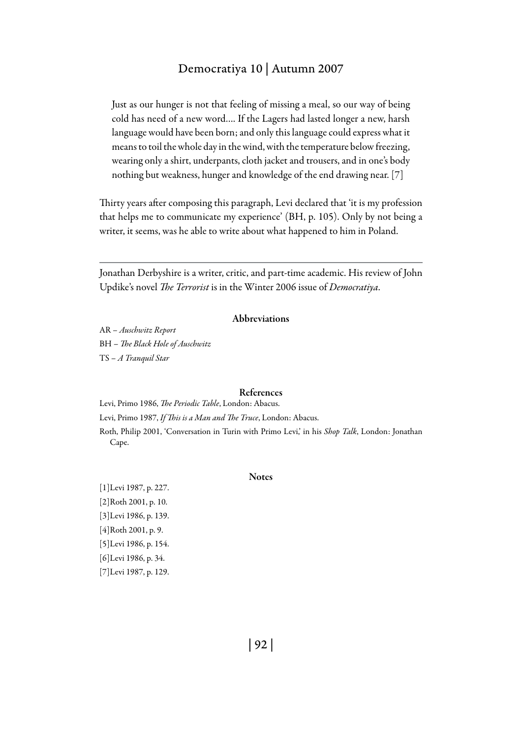> Just as our hunger is not that feeling of missing a meal, so our way of being cold has need of a new word.... If the Lagers had lasted longer a new, harsh language would have been born; and only this language could express what it means to toil the whole day in the wind, with the temperature below freezing, wearing only a shirt, underpants, cloth jacket and trousers, and in one's body nothing but weakness, hunger and knowledge of the end drawing near. [7]

Thirty years after composing this paragraph, Levi declared that 'it is my profession that helps me to communicate my experience' (BH, p. 105). Only by not being a writer, it seems, was he able to write about what happened to him in Poland.

---

Jonathan Derbyshire is a writer, critic, and part-time academic. His review of John Updike's novel *The Terrorist* is in the Winter 2006 issue of *Democratiya*.

## Abbreviations

AR – *Auschwitz Report*

BH – *The Black Hole of Auschwitz*

TS – *A Tranquil Star*

## References

Levi, Primo 1986, *The Periodic Table*, London: Abacus.

Levi, Primo 1987, *If This is a Man and The Truce*, London: Abacus.

Roth, Philip 2001, 'Conversation in Turin with Primo Levi,' in his *Shop Talk*, London: Jonathan Cape.

## Notes

[1] Levi 1987, p. 227.

[2] Roth 2001, p. 10.

[3] Levi 1986, p. 139.

[4] Roth 2001, p. 9.

[5] Levi 1986, p. 154.

[6] Levi 1986, p. 34.

[7] Levi 1987, p. 129.